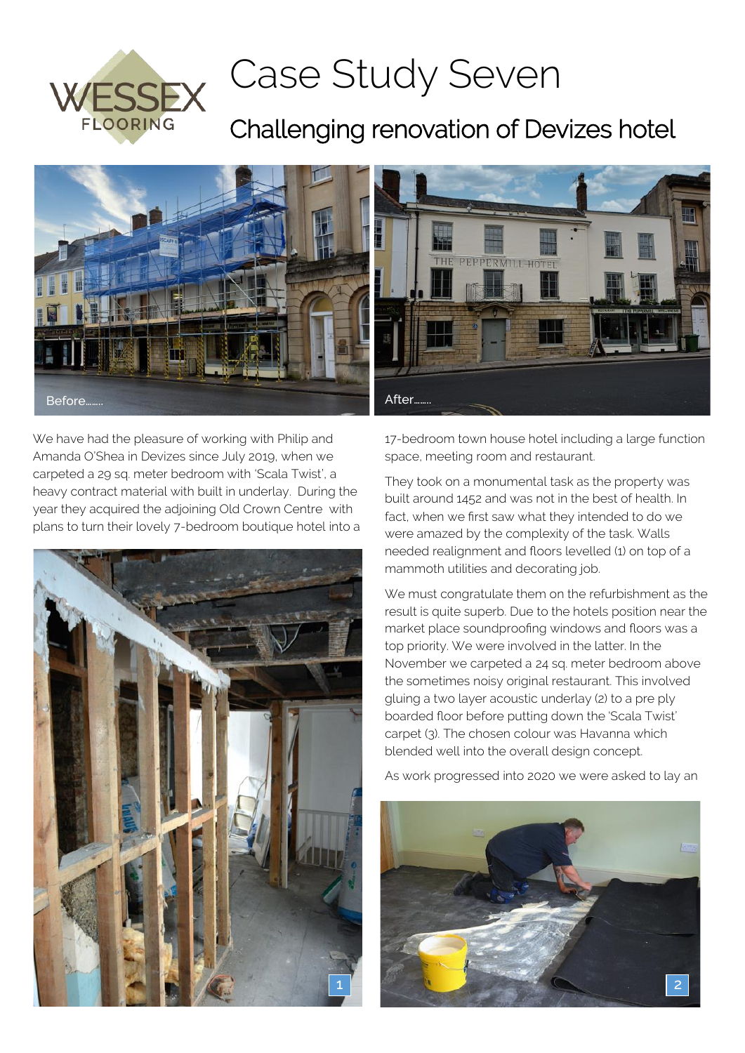# Case Study Seven

## Challenging renovation of Devizes hotel

Before........

After........

We have had the pleasure of working with Philip and Amanda O'Shea in Devizes since July 2019, when we carpeted a 29 sq. meter bedroom with 'Scala Twist', a heavy contract material with built in underlay. During the year they acquired the adjoining Old Crown Centre with plans to turn their lovely 7-bedroom boutique hotel into a 17-bedroom town house hotel including a large function space, meeting room and restaurant.

They took on a monumental task as the property was built around 1452 and was not in the best of health. In fact, when we first saw what they intended to do we were amazed by the complexity of the task. Walls needed realignment and floors levelled (1) on top of a mammoth utilities and decorating job.

We must congratulate them on the refurbishment as the result is quite superb. Due to the hotels position near the market place soundproofing windows and floors was a top priority. We were involved in the latter. In the November we carpeted a 24 sq. meter bedroom above the sometimes noisy original restaurant. This involved gluing a two layer acoustic underlay (2) to a pre ply boarded floor before putting down the 'Scala Twist' carpet (3). The chosen colour was Havanna which blended well into the overall design concept.

As work progressed into 2020 we were asked to lay an

1

2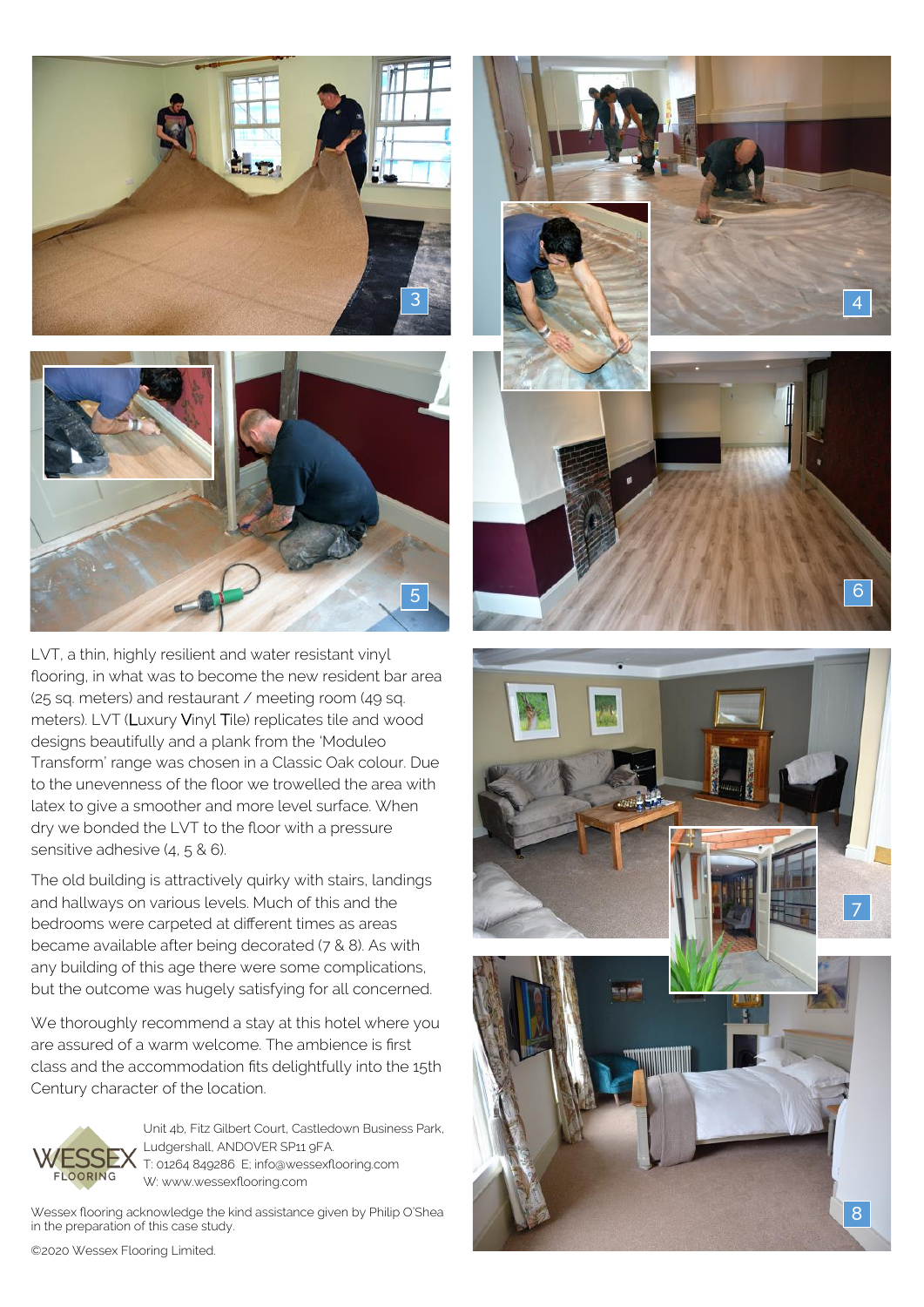LVT, a thin, highly resilient and water resistant vinyl flooring, in what was to become the new resident bar area (25 sq. meters) and restaurant / meeting room (49 sq. meters). LVT (**L**uxury **V**inyl **T**ile) replicates tile and wood designs beautifully and a plank from the 'Moduleo Transform' range was chosen in a Classic Oak colour. Due to the unevenness of the floor we trowelled the area with latex to give a smoother and more level surface. When dry we bonded the LVT to the floor with a pressure sensitive adhesive (4, 5 & 6).

The old building is attractively quirky with stairs, landings and hallways on various levels. Much of this and the bedrooms were carpeted at different times as areas became available after being decorated (7 & 8). As with any building of this age there were some complications, but the outcome was hugely satisfying for all concerned.

We thoroughly recommend a stay at this hotel where you are assured of a warm welcome. The ambience is first class and the accommodation fits delightfully into the 15th Century character of the location.

WESSEX FLOORING

Unit 4b, Fitz Gilbert Court, Castledown Business Park, Ludgershall, ANDOVER SP11 9FA.
T: 01264 849286 E: info@wessexflooring.com
W: www.wessexflooring.com

Wessex flooring acknowledge the kind assistance given by Philip O'Shea in the preparation of this case study.

©2020 Wessex Flooring Limited.